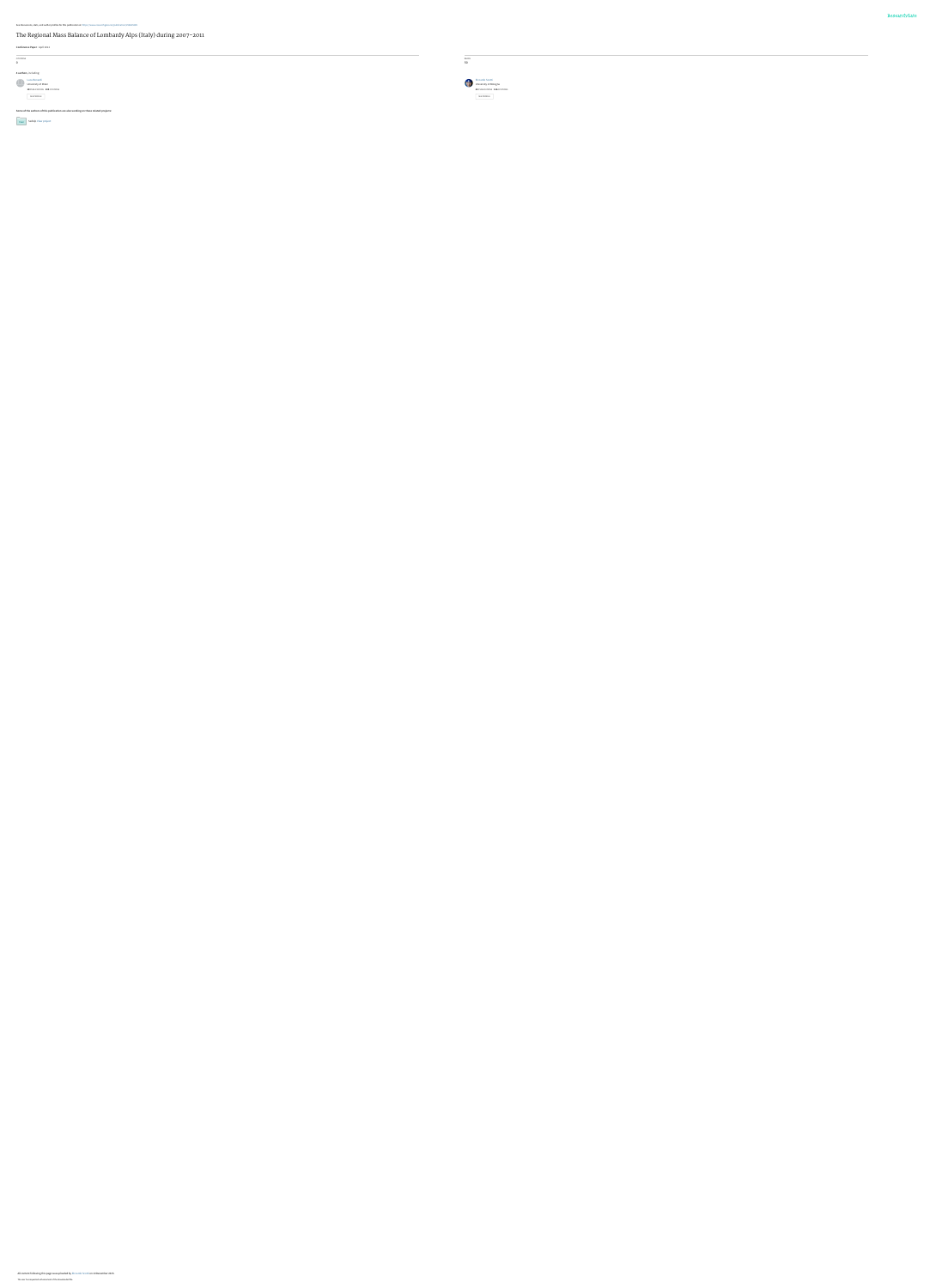See discussions, stats, and author profiles for this publication at: https://www.researchgate.net/publication/269818349

# The Regional Mass Balance of Lombardy Alps (Italy) during 2007–2011

**Conference Paper** · April 2012

CITATIONS
0

READS
59

**2 authors**, including:

Luca Bonardi
University of Milan
**40** PUBLICATIONS **145** CITATIONS
SEE PROFILE

Riccardo Scotti
University of Milano-Bicocca
**37** PUBLICATIONS **1,812** CITATIONS
SEE PROFILE

**Some of the authors of this publication are also working on these related projects:**

Ratatrigo View project

All content following this page was uploaded by Riccardo Scotti on 22 December 2014.

The user has requested enhancement of the downloaded file.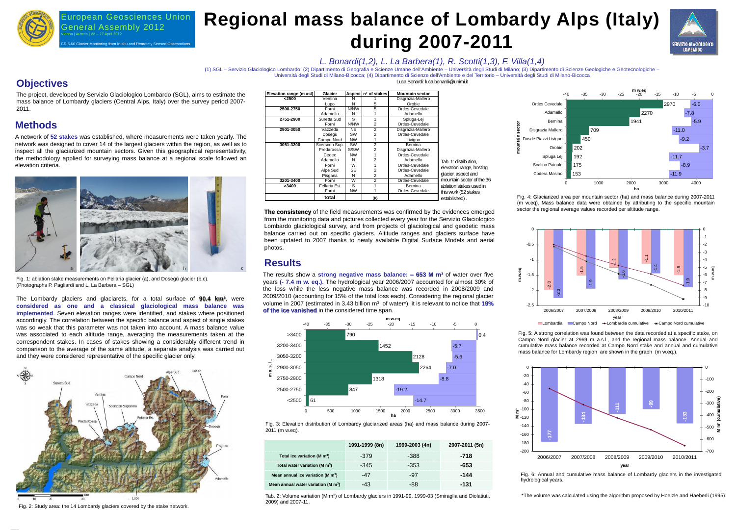# Regional mass balance of Lombardy Alps (Italy) during 2007-2011

European Geosciences Union General Assembly 2012
Vienna | Austria | 22 – 27 April 2012
CR 5.60 Glacier Monitoring from In-situ and Remotely Sensed Observations

*L. Bonardi(1,2), L. La Barbera(1), R. Scotti(1,3), F. Villa(1,4)*

(1) SGL – Servizio Glaciologico Lombardo; (2) Dipartimento di Geografia e Scienze Umane dell'Ambiente – Università degli Studi di Milano; (3) Dipartimento di Scienze Geologiche e Geotecnologiche – Università degli Studi di Milano-Bicocca; (4) Dipartimento di Scienze dell'Ambiente e del Territorio – Università degli Studi di Milano-Bicocca

Luca Bonardi: luca.bonardi@unimi.it

## Objectives

The project, developed by Servizio Glaciologico Lombardo (SGL), aims to estimate the mass balance of Lombardy glaciers (Central Alps, Italy) over the survey period 2007-2011.

## Methods

A network of **52 stakes** was established, where measurements were taken yearly. The network was designed to cover 14 of the largest glaciers within the region, as well as to inspect all the glaciarized mountain sectors. Given this geographical representativity, the methodology applied for surveying mass balance at a regional scale followed an elevation criteria.

Fig. 1: ablation stake measurements on Fellaria glacier (a), and Dosegù glacier (b,c). (Photographs P. Pagliardi and L. La Barbera – SGL)

The Lombardy glaciers and glaciarets, for a total surface of **90.4 km²**, were **considered as one and a classical glaciological mass balance was implemented**. Seven elevation ranges were identified, and stakes were positioned accordingly. The correlation between the specific balance and aspect of single stakes was so weak that this parameter was not taken into account. A mass balance value was associated to each altitude range, averaging the measurements taken at the correspondent stakes. In cases of stakes showing a considerably different trend in comparison to the average of the same altitude, a separate analysis was carried out and they were considered representative of the specific glacier only.

Fig. 2: Study area: the 14 Lombardy glaciers covered by the stake network.

| Elevation range (m asl) | Glacier | Aspect | n° of stakes | Mountain sector |
|---|---|---|---|---|
| <2500 | Ventina | N | 1 | Disgrazia-Mallero |
| | Lupo | N | 5 | Orobie |
| 2500-2750 | Forni | N/NW | 5 | Ortles-Cevedale |
| | Adamello | N | 1 | Adamello |
| 2751-2900 | Suretta Sud | S | 1 | Spluga-Lej |
| | Forni | N/NW | 2 | Ortles-Cevedale |
| 2901-3050 | Vazzeda | NE | 2 | Disgrazia-Mallero |
| | Dosegù | SW | 2 | Ortles-Cevedale |
| | Campo Nord | NW | 1 | Livigno |
| 3051-3200 | Scerscen Sup. | SW | 2 | Bernina |
| | Predarossa | S/SW | 2 | Disgrazia-Mallero |
| | Cedec | NW | 1 | Ortles-Cevedale |
| | Adamello | N | 2 | Adamello |
| | Forni | W | 1 | Ortles-Cevedale |
| | Alpe Sud | SE | 2 | Ortles-Cevedale |
| | Pisgana | N | 2 | Adamello |
| 3201-3400 | Forni | W | 2 | Ortles-Cevedale |
| >3400 | Fellaria Est | S | 1 | Bernina |
| | Forni | NW | 1 | Ortles-Cevedale |
| | **total** | | **36** | |

Tab. 1: distribution, elevation range, hosting glacier, aspect and mountain sector of the 36 ablation stakes used in this work (52 stakes established).

**The consistency** of the field measurements was confirmed by the evidences emerged from the monitoring data and pictures collected every year for the Servizio Glaciologico Lombardo glaciological survey, and from projects of glaciological and geodetic mass balance carried out on specific glaciers. Altitude ranges and glaciers surface have been updated to 2007 thanks to newly available Digital Surface Models and aerial photos.

## Results

The results show a **strong negative mass balance: – 653 M m³** of water over five years **(- 7.4 m w. eq.).** The hydrological year 2006/2007 accounted for almost 30% of the loss while the less negative mass balance was recorded in 2008/2009 and 2009/2010 (accounting for 15% of the total loss each). Considering the regional glacier volume in 2007 (estimated in 3.43 billion m³ of water*), it is relevant to notice that **19% of the ice vanished** in the considered time span.

m w.eq
-40 -35 -30 -25 -20 -15 -10 -5 0
m a.s.l.
>3400 790 0.4
3200-3400 1452 -5.7
3050-3200 2128 -5.6
2900-3050 2264 -7.0
2750-2900 1318 -8.8
2500-2750 847 -19.2
<2500 61 -14.7
0 500 1000 1500 2000 2500 3000 3500
ha

Fig. 3: Elevation distribution of Lombardy glaciarized areas (ha) and mass balance during 2007-2011 (m w.eq).

| | 1991-1999 (8n) | 1999-2003 (4n) | 2007-2011 (5n) |
|---|---|---|---|
| Total ice variation (M m³) | -379 | -388 | **-718** |
| Total water variation (M m³) | -345 | -353 | **-653** |
| Mean annual ice variation (M m³) | -47 | -97 | **-144** |
| Mean annual water variation (M m³) | -43 | -88 | **-131** |

Tab. 2: Volume variation (M m³) of Lombardy glaciers in 1991-99, 1999-03 (Smiraglia and Diolatiuti, 2009) and 2007-11.

m w.eq
-40 -35 -30 -25 -20 -15 -10 -5 0
mountain sector
Ortles Cevedale 2970 -6.0
Adamello 2270 -7.8
Bernina 1941 -5.9
Disgrazia Mallero 709 -11.0
Dosdè Piazzi Livigno 450 -9.2
Orobie 202 -3.7
Spluga Lej 192 -11.7
Scalino Painale 175 -8.9
Codera Masino 153 -11.9
0 1000 2000 3000 4000
ha

Fig. 4: Glaciarized area per mountain sector (ha) and mass balance during 2007-2011 (m w.eq). Mass balance data were obtained by attributing to the specific mountain sector the regional average values recorded per altitude range.

m w.eq
0 -0.5 -1 -1.5 -2 -2.5
-2.0 -2.3 -1.5 -1.9 -1.2 -1.6 -1.1 -1.4 -1.5 -1.9
0 -1 -2 -3 -4 -5 -6 -7 -8 -9 -10
m w.eq
2006/2007 2007/2008 2008/2009 2009/2010 2010/2011
year
Lombardia Campo Nord Lombardia cumulative Campo Nord cumulative

Fig. 5: A strong correlation was found between the data recorded at a specific stake, on Campo Nord glacier at 2969 m a.s.l., and the regional mass balance. Annual and cumulative mass balance recorded at Campo Nord stake and annual and cumulative mass balance for Lombardy region are shown in the graph (m w.eq.).

M m³
0 -20 -40 -60 -80 -100 -120 -140 -160 -180 -200
-177 -134 -111 -99 -133
0 -100 -200 -300 -400 -500 -600 -700
M m³ (cumulative)
2006/2007 2007/2008 2008/2009 2009/2010 2010/2011
year

Fig. 6: Annual and cumulative mass balance of Lombardy glaciers in the investigated hydrological years.

*The volume was calculated using the algorithm proposed by Hoelzle and Haeberli (1995).